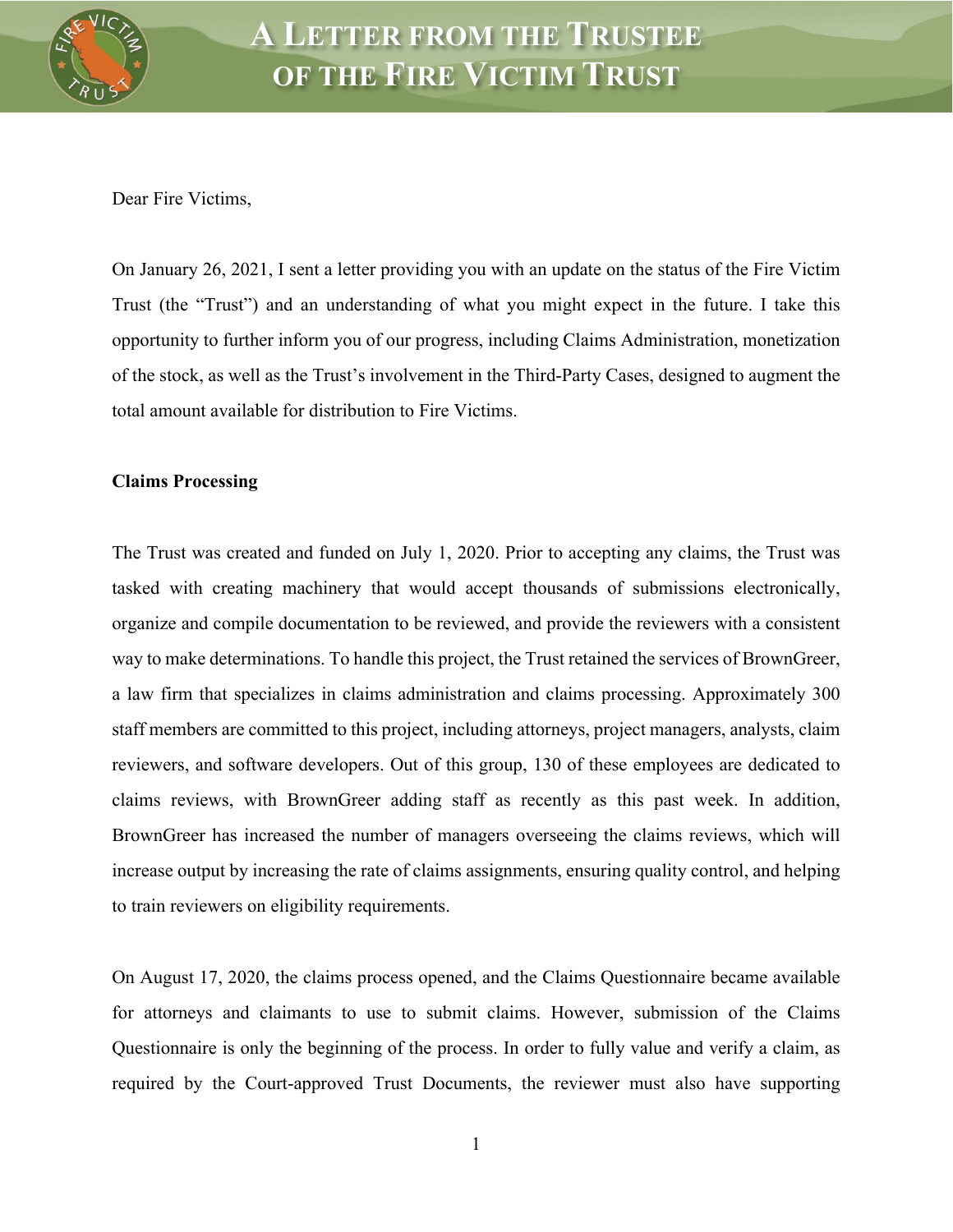# A Letter from the Trustee of the Fire Victim Trust

Dear Fire Victims,

On January 26, 2021, I sent a letter providing you with an update on the status of the Fire Victim Trust (the "Trust") and an understanding of what you might expect in the future. I take this opportunity to further inform you of our progress, including Claims Administration, monetization of the stock, as well as the Trust's involvement in the Third-Party Cases, designed to augment the total amount available for distribution to Fire Victims.

**Claims Processing**

The Trust was created and funded on July 1, 2020. Prior to accepting any claims, the Trust was tasked with creating machinery that would accept thousands of submissions electronically, organize and compile documentation to be reviewed, and provide the reviewers with a consistent way to make determinations. To handle this project, the Trust retained the services of BrownGreer, a law firm that specializes in claims administration and claims processing. Approximately 300 staff members are committed to this project, including attorneys, project managers, analysts, claim reviewers, and software developers. Out of this group, 130 of these employees are dedicated to claims reviews, with BrownGreer adding staff as recently as this past week. In addition, BrownGreer has increased the number of managers overseeing the claims reviews, which will increase output by increasing the rate of claims assignments, ensuring quality control, and helping to train reviewers on eligibility requirements.

On August 17, 2020, the claims process opened, and the Claims Questionnaire became available for attorneys and claimants to use to submit claims. However, submission of the Claims Questionnaire is only the beginning of the process. In order to fully value and verify a claim, as required by the Court-approved Trust Documents, the reviewer must also have supporting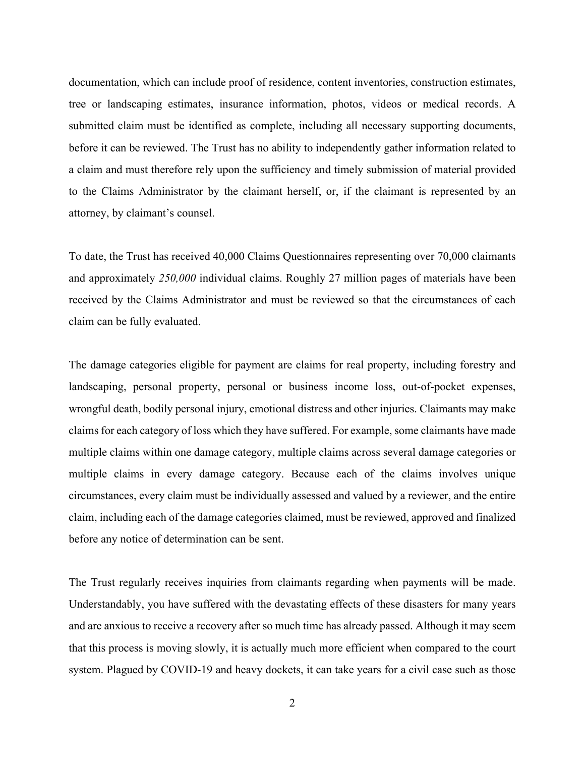documentation, which can include proof of residence, content inventories, construction estimates, tree or landscaping estimates, insurance information, photos, videos or medical records. A submitted claim must be identified as complete, including all necessary supporting documents, before it can be reviewed. The Trust has no ability to independently gather information related to a claim and must therefore rely upon the sufficiency and timely submission of material provided to the Claims Administrator by the claimant herself, or, if the claimant is represented by an attorney, by claimant's counsel.

To date, the Trust has received 40,000 Claims Questionnaires representing over 70,000 claimants and approximately *250,000* individual claims. Roughly 27 million pages of materials have been received by the Claims Administrator and must be reviewed so that the circumstances of each claim can be fully evaluated.

The damage categories eligible for payment are claims for real property, including forestry and landscaping, personal property, personal or business income loss, out-of-pocket expenses, wrongful death, bodily personal injury, emotional distress and other injuries. Claimants may make claims for each category of loss which they have suffered. For example, some claimants have made multiple claims within one damage category, multiple claims across several damage categories or multiple claims in every damage category. Because each of the claims involves unique circumstances, every claim must be individually assessed and valued by a reviewer, and the entire claim, including each of the damage categories claimed, must be reviewed, approved and finalized before any notice of determination can be sent.

The Trust regularly receives inquiries from claimants regarding when payments will be made. Understandably, you have suffered with the devastating effects of these disasters for many years and are anxious to receive a recovery after so much time has already passed. Although it may seem that this process is moving slowly, it is actually much more efficient when compared to the court system. Plagued by COVID-19 and heavy dockets, it can take years for a civil case such as those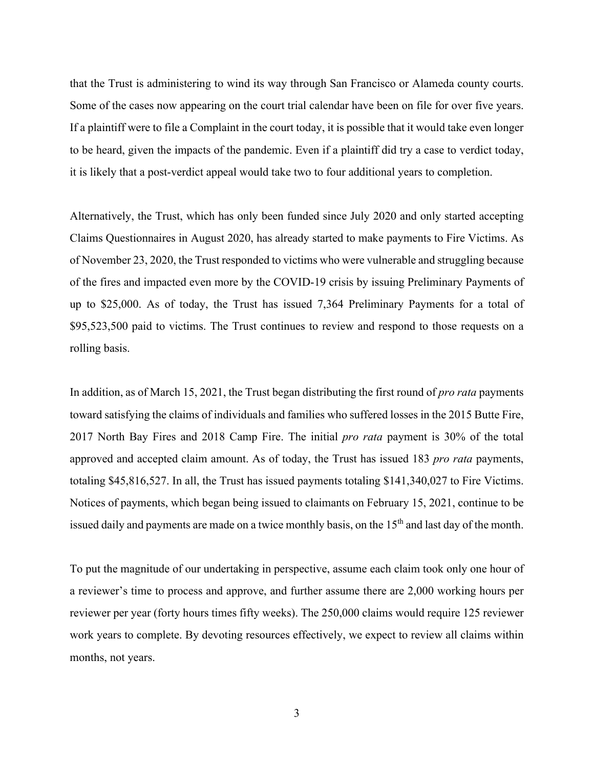that the Trust is administering to wind its way through San Francisco or Alameda county courts. Some of the cases now appearing on the court trial calendar have been on file for over five years. If a plaintiff were to file a Complaint in the court today, it is possible that it would take even longer to be heard, given the impacts of the pandemic. Even if a plaintiff did try a case to verdict today, it is likely that a post-verdict appeal would take two to four additional years to completion.

Alternatively, the Trust, which has only been funded since July 2020 and only started accepting Claims Questionnaires in August 2020, has already started to make payments to Fire Victims. As of November 23, 2020, the Trust responded to victims who were vulnerable and struggling because of the fires and impacted even more by the COVID-19 crisis by issuing Preliminary Payments of up to $25,000. As of today, the Trust has issued 7,364 Preliminary Payments for a total of $95,523,500 paid to victims. The Trust continues to review and respond to those requests on a rolling basis.

In addition, as of March 15, 2021, the Trust began distributing the first round of *pro rata* payments toward satisfying the claims of individuals and families who suffered losses in the 2015 Butte Fire, 2017 North Bay Fires and 2018 Camp Fire. The initial *pro rata* payment is 30% of the total approved and accepted claim amount. As of today, the Trust has issued 183 *pro rata* payments, totaling $45,816,527. In all, the Trust has issued payments totaling $141,340,027 to Fire Victims. Notices of payments, which began being issued to claimants on February 15, 2021, continue to be issued daily and payments are made on a twice monthly basis, on the 15th and last day of the month.

To put the magnitude of our undertaking in perspective, assume each claim took only one hour of a reviewer's time to process and approve, and further assume there are 2,000 working hours per reviewer per year (forty hours times fifty weeks). The 250,000 claims would require 125 reviewer work years to complete. By devoting resources effectively, we expect to review all claims within months, not years.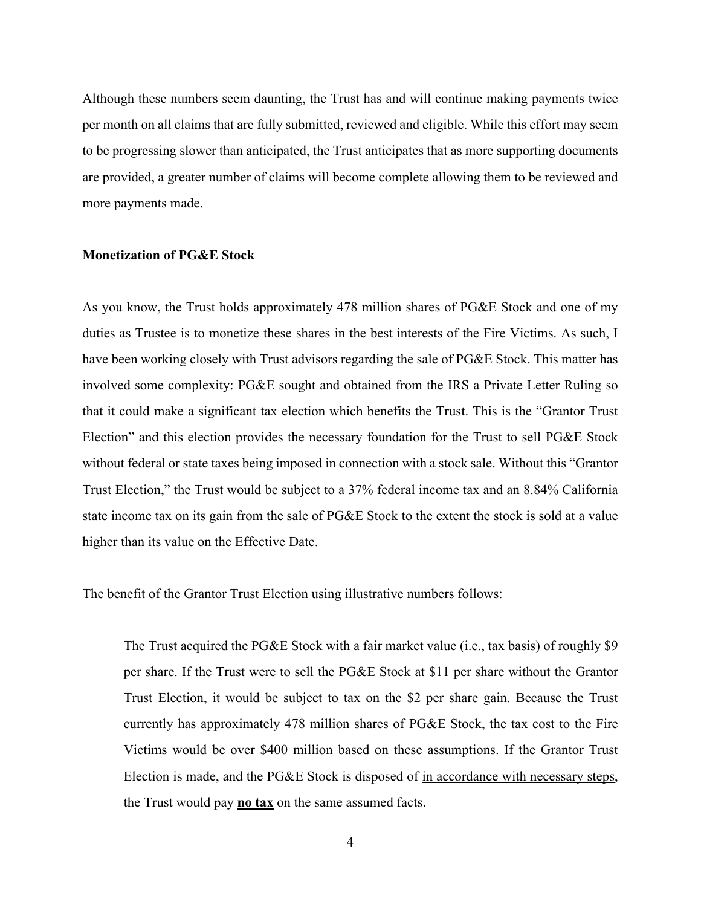Although these numbers seem daunting, the Trust has and will continue making payments twice per month on all claims that are fully submitted, reviewed and eligible. While this effort may seem to be progressing slower than anticipated, the Trust anticipates that as more supporting documents are provided, a greater number of claims will become complete allowing them to be reviewed and more payments made.

**Monetization of PG&E Stock**

As you know, the Trust holds approximately 478 million shares of PG&E Stock and one of my duties as Trustee is to monetize these shares in the best interests of the Fire Victims. As such, I have been working closely with Trust advisors regarding the sale of PG&E Stock. This matter has involved some complexity: PG&E sought and obtained from the IRS a Private Letter Ruling so that it could make a significant tax election which benefits the Trust. This is the "Grantor Trust Election" and this election provides the necessary foundation for the Trust to sell PG&E Stock without federal or state taxes being imposed in connection with a stock sale. Without this "Grantor Trust Election," the Trust would be subject to a 37% federal income tax and an 8.84% California state income tax on its gain from the sale of PG&E Stock to the extent the stock is sold at a value higher than its value on the Effective Date.

The benefit of the Grantor Trust Election using illustrative numbers follows:

> The Trust acquired the PG&E Stock with a fair market value (i.e., tax basis) of roughly $9 per share. If the Trust were to sell the PG&E Stock at $11 per share without the Grantor Trust Election, it would be subject to tax on the $2 per share gain. Because the Trust currently has approximately 478 million shares of PG&E Stock, the tax cost to the Fire Victims would be over $400 million based on these assumptions. If the Grantor Trust Election is made, and the PG&E Stock is disposed of <u>in accordance with necessary steps</u>, the Trust would pay **<u>no tax</u>** on the same assumed facts.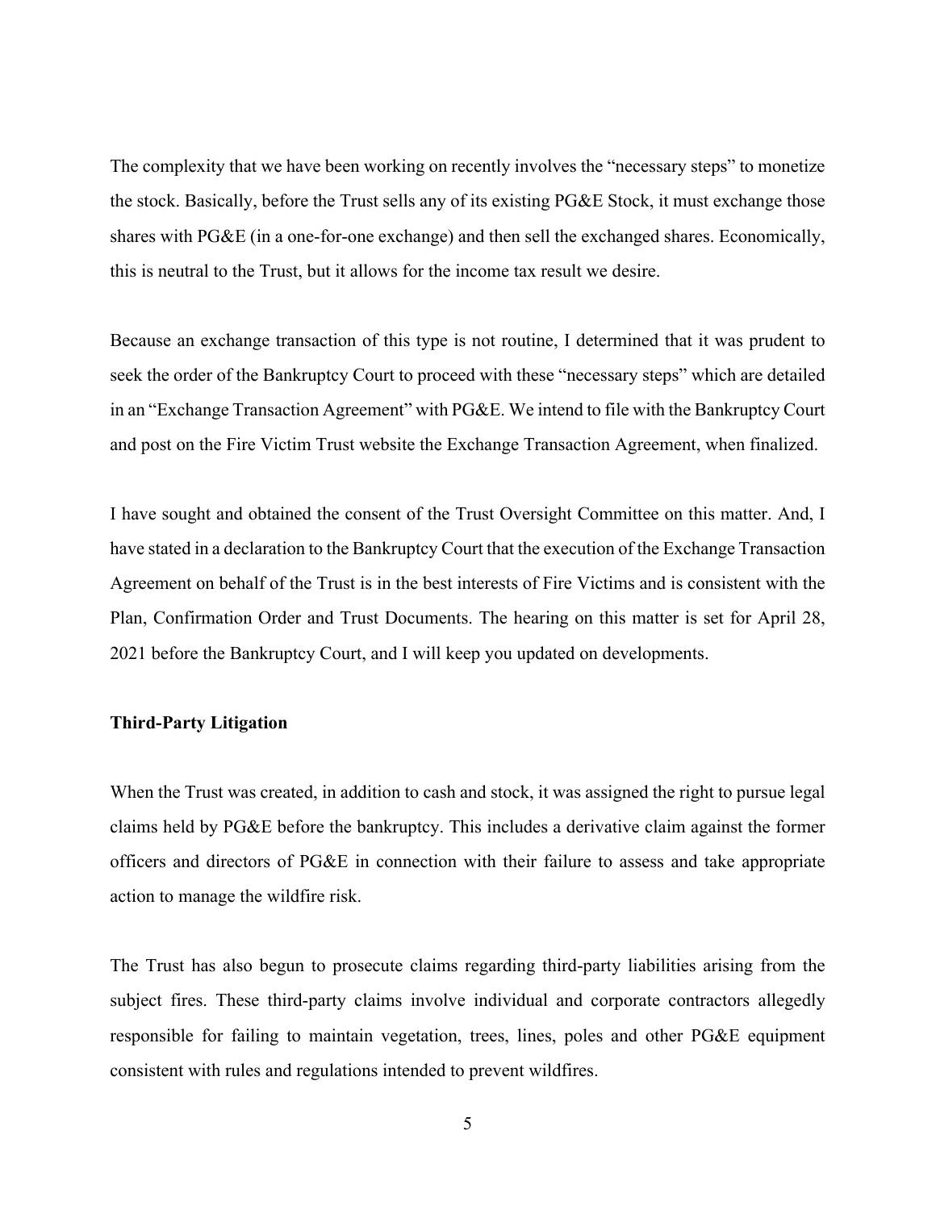The complexity that we have been working on recently involves the "necessary steps" to monetize the stock. Basically, before the Trust sells any of its existing PG&E Stock, it must exchange those shares with PG&E (in a one-for-one exchange) and then sell the exchanged shares. Economically, this is neutral to the Trust, but it allows for the income tax result we desire.

Because an exchange transaction of this type is not routine, I determined that it was prudent to seek the order of the Bankruptcy Court to proceed with these "necessary steps" which are detailed in an "Exchange Transaction Agreement" with PG&E. We intend to file with the Bankruptcy Court and post on the Fire Victim Trust website the Exchange Transaction Agreement, when finalized.

I have sought and obtained the consent of the Trust Oversight Committee on this matter. And, I have stated in a declaration to the Bankruptcy Court that the execution of the Exchange Transaction Agreement on behalf of the Trust is in the best interests of Fire Victims and is consistent with the Plan, Confirmation Order and Trust Documents. The hearing on this matter is set for April 28, 2021 before the Bankruptcy Court, and I will keep you updated on developments.

**Third-Party Litigation**

When the Trust was created, in addition to cash and stock, it was assigned the right to pursue legal claims held by PG&E before the bankruptcy. This includes a derivative claim against the former officers and directors of PG&E in connection with their failure to assess and take appropriate action to manage the wildfire risk.

The Trust has also begun to prosecute claims regarding third-party liabilities arising from the subject fires. These third-party claims involve individual and corporate contractors allegedly responsible for failing to maintain vegetation, trees, lines, poles and other PG&E equipment consistent with rules and regulations intended to prevent wildfires.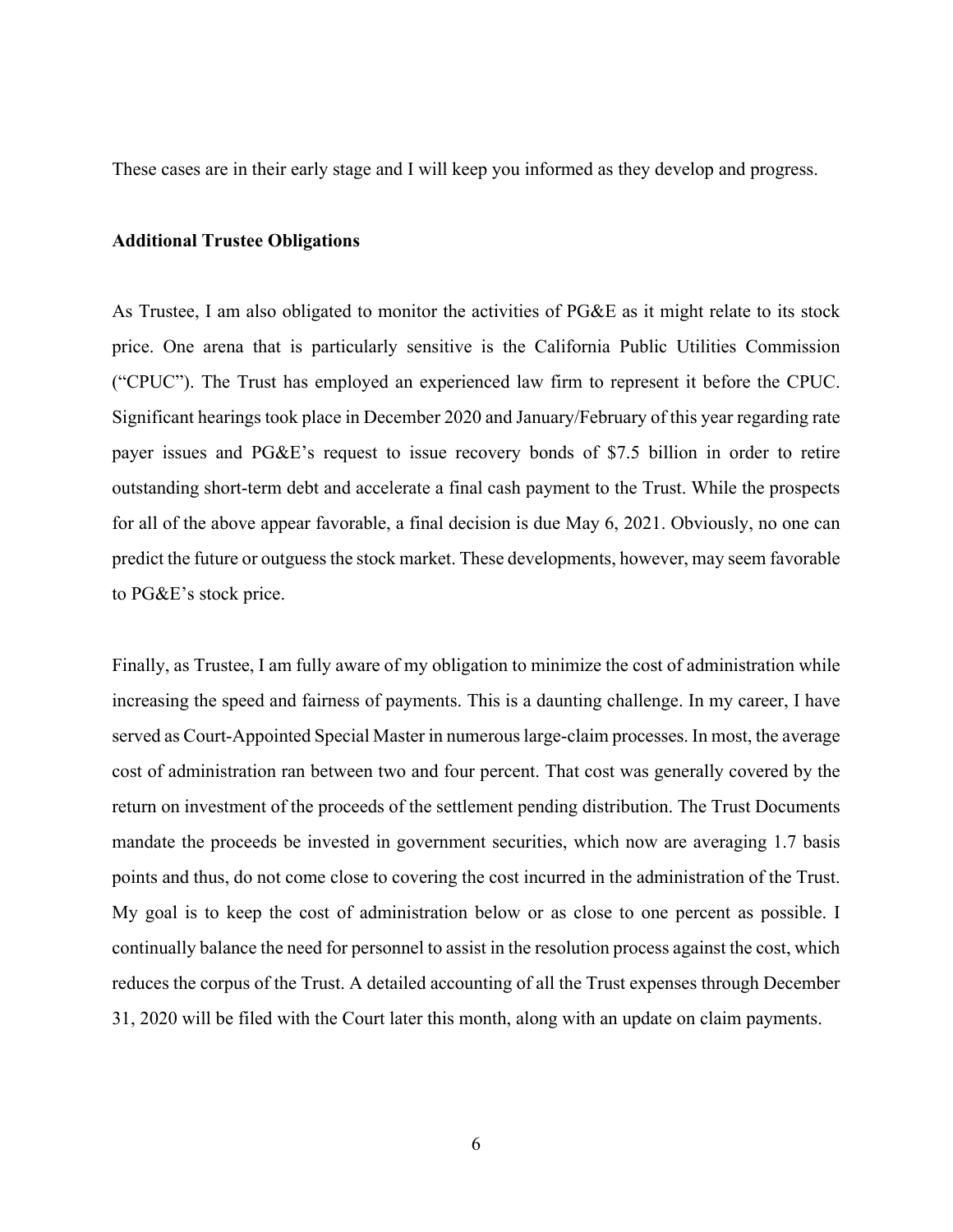These cases are in their early stage and I will keep you informed as they develop and progress.

**Additional Trustee Obligations**

As Trustee, I am also obligated to monitor the activities of PG&E as it might relate to its stock price. One arena that is particularly sensitive is the California Public Utilities Commission ("CPUC"). The Trust has employed an experienced law firm to represent it before the CPUC. Significant hearings took place in December 2020 and January/February of this year regarding rate payer issues and PG&E's request to issue recovery bonds of $7.5 billion in order to retire outstanding short-term debt and accelerate a final cash payment to the Trust. While the prospects for all of the above appear favorable, a final decision is due May 6, 2021. Obviously, no one can predict the future or outguess the stock market. These developments, however, may seem favorable to PG&E's stock price.

Finally, as Trustee, I am fully aware of my obligation to minimize the cost of administration while increasing the speed and fairness of payments. This is a daunting challenge. In my career, I have served as Court-Appointed Special Master in numerous large-claim processes. In most, the average cost of administration ran between two and four percent. That cost was generally covered by the return on investment of the proceeds of the settlement pending distribution. The Trust Documents mandate the proceeds be invested in government securities, which now are averaging 1.7 basis points and thus, do not come close to covering the cost incurred in the administration of the Trust. My goal is to keep the cost of administration below or as close to one percent as possible. I continually balance the need for personnel to assist in the resolution process against the cost, which reduces the corpus of the Trust. A detailed accounting of all the Trust expenses through December 31, 2020 will be filed with the Court later this month, along with an update on claim payments.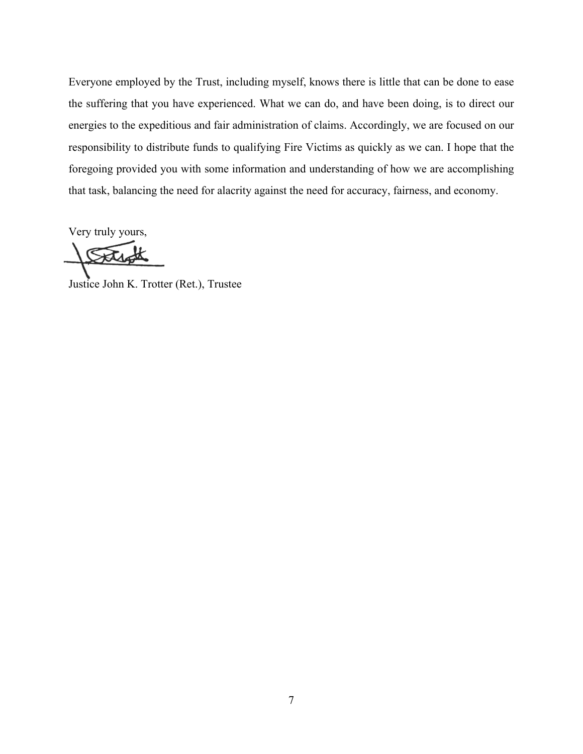Everyone employed by the Trust, including myself, knows there is little that can be done to ease the suffering that you have experienced. What we can do, and have been doing, is to direct our energies to the expeditious and fair administration of claims. Accordingly, we are focused on our responsibility to distribute funds to qualifying Fire Victims as quickly as we can. I hope that the foregoing provided you with some information and understanding of how we are accomplishing that task, balancing the need for alacrity against the need for accuracy, fairness, and economy.

Very truly yours,

Justice John K. Trotter (Ret.), Trustee